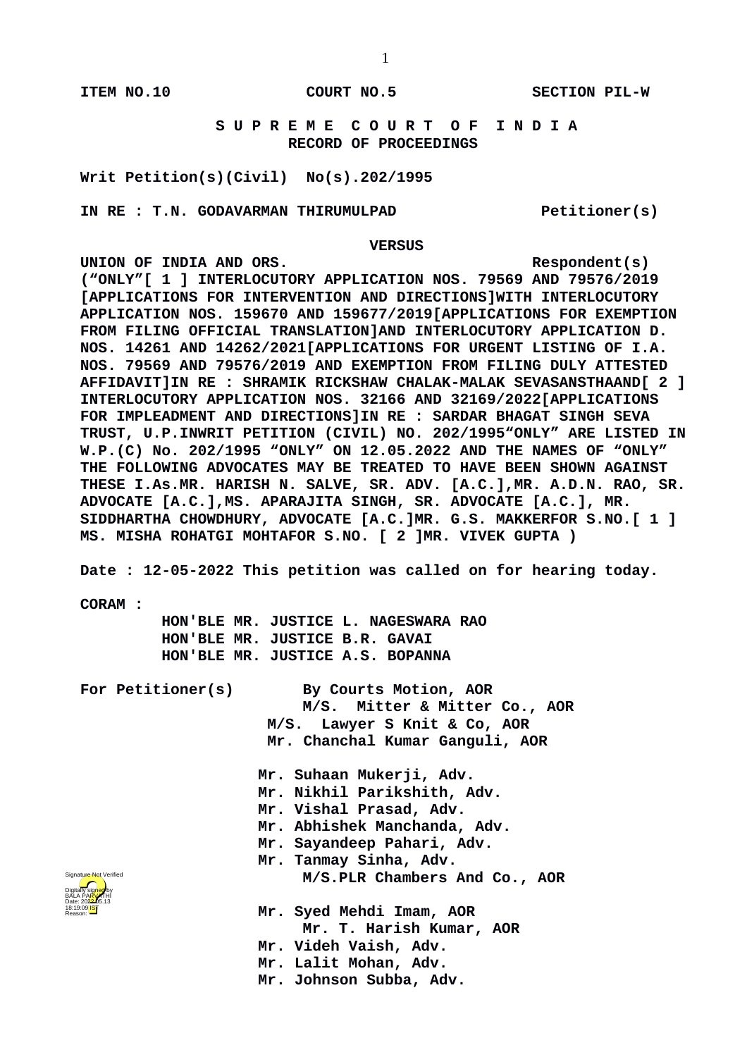ITEM NO.10 COURT NO.5 SECTION PIL-W

**S U P R E M E C O U R T O F I N D I A**
**RECORD OF PROCEEDINGS**

**Writ Petition(s)(Civil) No(s).202/1995**

**IN RE : T.N. GODAVARMAN THIRUMULPAD Petitioner(s)**

**VERSUS**

**UNION OF INDIA AND ORS. Respondent(s)**
**(“ONLY”[ 1 ] INTERLOCUTORY APPLICATION NOS. 79569 AND 79576/2019 [APPLICATIONS FOR INTERVENTION AND DIRECTIONS]WITH INTERLOCUTORY APPLICATION NOS. 159670 AND 159677/2019[APPLICATIONS FOR EXEMPTION FROM FILING OFFICIAL TRANSLATION]AND INTERLOCUTORY APPLICATION D. NOS. 14261 AND 14262/2021[APPLICATIONS FOR URGENT LISTING OF I.A. NOS. 79569 AND 79576/2019 AND EXEMPTION FROM FILING DULY ATTESTED AFFIDAVIT]IN RE : SHRAMIK RICKSHAW CHALAK-MALAK SEVASANSTHAAND[ 2 ] INTERLOCUTORY APPLICATION NOS. 32166 AND 32169/2022[APPLICATIONS FOR IMPLEADMENT AND DIRECTIONS]IN RE : SARDAR BHAGAT SINGH SEVA TRUST, U.P.INWRIT PETITION (CIVIL) NO. 202/1995“ONLY” ARE LISTED IN W.P.(C) No. 202/1995 “ONLY” ON 12.05.2022 AND THE NAMES OF “ONLY” THE FOLLOWING ADVOCATES MAY BE TREATED TO HAVE BEEN SHOWN AGAINST THESE I.As.MR. HARISH N. SALVE, SR. ADV. [A.C.],MR. A.D.N. RAO, SR. ADVOCATE [A.C.],MS. APARAJITA SINGH, SR. ADVOCATE [A.C.], MR. SIDDHARTHA CHOWDHURY, ADVOCATE [A.C.]MR. G.S. MAKKERFOR S.NO.[ 1 ] MS. MISHA ROHATGI MOHTAFOR S.NO. [ 2 ]MR. VIVEK GUPTA )**

**Date : 12-05-2022 This petition was called on for hearing today.**

**CORAM :**
**HON'BLE MR. JUSTICE L. NAGESWARA RAO**
**HON'BLE MR. JUSTICE B.R. GAVAI**
**HON'BLE MR. JUSTICE A.S. BOPANNA**

**For Petitioner(s)**
By Courts Motion, AOR
M/S. Mitter & Mitter Co., AOR
M/S. Lawyer S Knit & Co, AOR
Mr. Chanchal Kumar Ganguli, AOR

Mr. Suhaan Mukerji, Adv.
Mr. Nikhil Parikshith, Adv.
Mr. Vishal Prasad, Adv.
Mr. Abhishek Manchanda, Adv.
Mr. Sayandeep Pahari, Adv.
Mr. Tanmay Sinha, Adv.
M/S.PLR Chambers And Co., AOR

Mr. Syed Mehdi Imam, AOR
Mr. T. Harish Kumar, AOR
Mr. Videh Vaish, Adv.
Mr. Lalit Mohan, Adv.
Mr. Johnson Subba, Adv.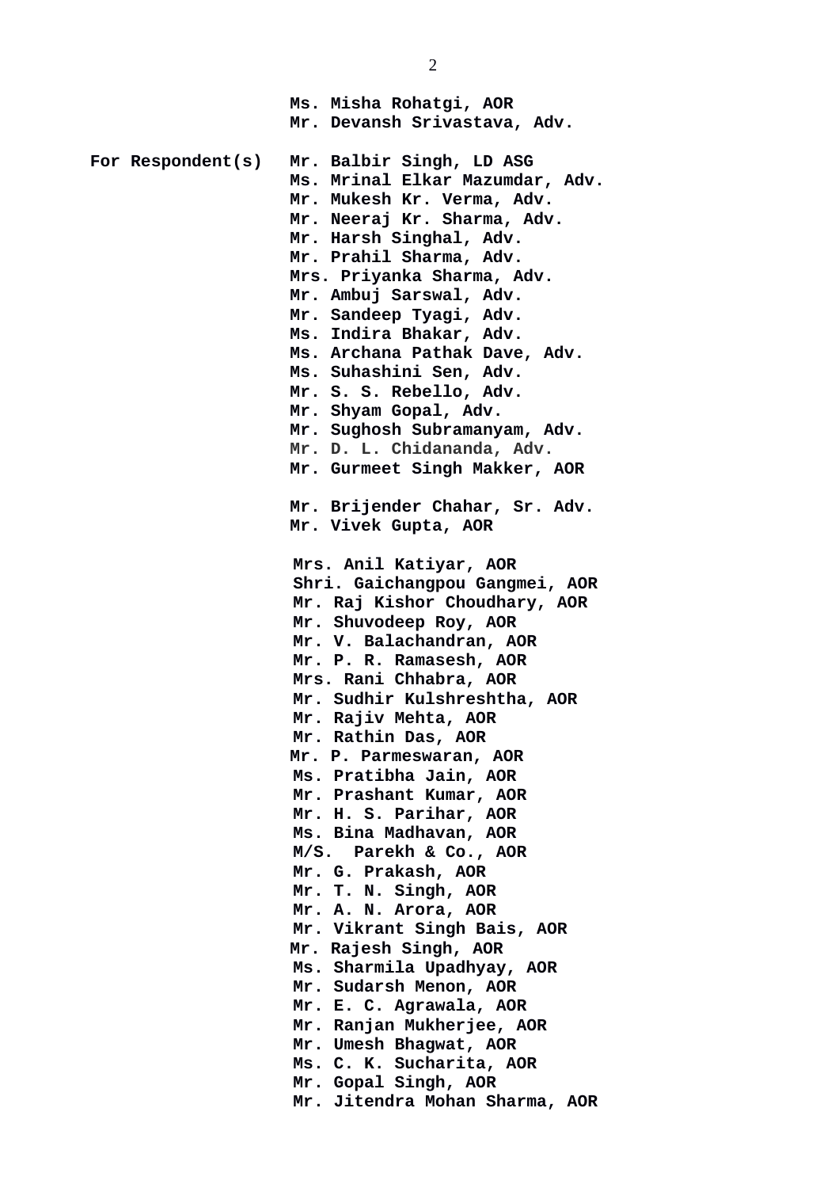**Ms. Misha Rohatgi, AOR**
**Mr. Devansh Srivastava, Adv.**

| | |
|---|---|
| **For Respondent(s)** | **Mr. Balbir Singh, LD ASG** |
| | **Ms. Mrinal Elkar Mazumdar, Adv.** |
| | **Mr. Mukesh Kr. Verma, Adv.** |
| | **Mr. Neeraj Kr. Sharma, Adv.** |
| | **Mr. Harsh Singhal, Adv.** |
| | **Mr. Prahil Sharma, Adv.** |
| | **Mrs. Priyanka Sharma, Adv.** |
| | **Mr. Ambuj Sarswal, Adv.** |
| | **Mr. Sandeep Tyagi, Adv.** |
| | **Ms. Indira Bhakar, Adv.** |
| | **Ms. Archana Pathak Dave, Adv.** |
| | **Ms. Suhashini Sen, Adv.** |
| | **Mr. S. S. Rebello, Adv.** |
| | **Mr. Shyam Gopal, Adv.** |
| | **Mr. Sughosh Subramanyam, Adv.** |
| | **Mr. D. L. Chidananda, Adv.** |
| | **Mr. Gurmeet Singh Makker, AOR** |

**Mr. Brijender Chahar, Sr. Adv.**
**Mr. Vivek Gupta, AOR**

**Mrs. Anil Katiyar, AOR**
**Shri. Gaichangpou Gangmei, AOR**
**Mr. Raj Kishor Choudhary, AOR**
**Mr. Shuvodeep Roy, AOR**
**Mr. V. Balachandran, AOR**
**Mr. P. R. Ramasesh, AOR**
**Mrs. Rani Chhabra, AOR**
**Mr. Sudhir Kulshreshtha, AOR**
**Mr. Rajiv Mehta, AOR**
**Mr. Rathin Das, AOR**
**Mr. P. Parmeswaran, AOR**
**Ms. Pratibha Jain, AOR**
**Mr. Prashant Kumar, AOR**
**Mr. H. S. Parihar, AOR**
**Ms. Bina Madhavan, AOR**
**M/S. Parekh & Co., AOR**
**Mr. G. Prakash, AOR**
**Mr. T. N. Singh, AOR**
**Mr. A. N. Arora, AOR**
**Mr. Vikrant Singh Bais, AOR**
**Mr. Rajesh Singh, AOR**
**Ms. Sharmila Upadhyay, AOR**
**Mr. Sudarsh Menon, AOR**
**Mr. E. C. Agrawala, AOR**
**Mr. Ranjan Mukherjee, AOR**
**Mr. Umesh Bhagwat, AOR**
**Ms. C. K. Sucharita, AOR**
**Mr. Gopal Singh, AOR**
**Mr. Jitendra Mohan Sharma, AOR**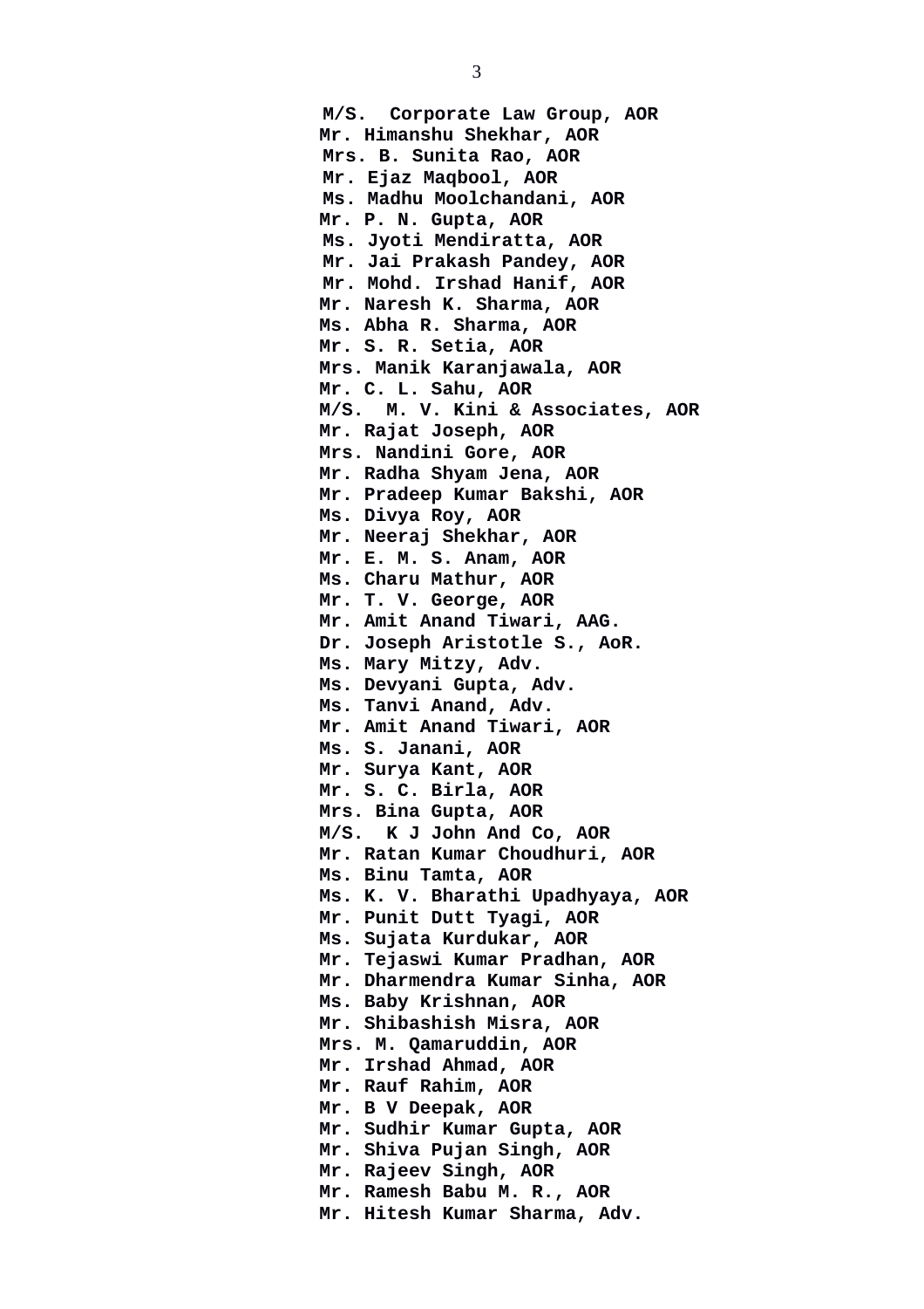**M/S. Corporate Law Group, AOR**
**Mr. Himanshu Shekhar, AOR**
**Mrs. B. Sunita Rao, AOR**
**Mr. Ejaz Maqbool, AOR**
**Ms. Madhu Moolchandani, AOR**
**Mr. P. N. Gupta, AOR**
**Ms. Jyoti Mendiratta, AOR**
**Mr. Jai Prakash Pandey, AOR**
**Mr. Mohd. Irshad Hanif, AOR**
**Mr. Naresh K. Sharma, AOR**
**Ms. Abha R. Sharma, AOR**
**Mr. S. R. Setia, AOR**
**Mrs. Manik Karanjawala, AOR**
**Mr. C. L. Sahu, AOR**
**M/S. M. V. Kini & Associates, AOR**
**Mr. Rajat Joseph, AOR**
**Mrs. Nandini Gore, AOR**
**Mr. Radha Shyam Jena, AOR**
**Mr. Pradeep Kumar Bakshi, AOR**
**Ms. Divya Roy, AOR**
**Mr. Neeraj Shekhar, AOR**
**Mr. E. M. S. Anam, AOR**
**Ms. Charu Mathur, AOR**
**Mr. T. V. George, AOR**
**Mr. Amit Anand Tiwari, AAG.**
**Dr. Joseph Aristotle S., AoR.**
**Ms. Mary Mitzy, Adv.**
**Ms. Devyani Gupta, Adv.**
**Ms. Tanvi Anand, Adv.**
**Mr. Amit Anand Tiwari, AOR**
**Ms. S. Janani, AOR**
**Mr. Surya Kant, AOR**
**Mr. S. C. Birla, AOR**
**Mrs. Bina Gupta, AOR**
**M/S. K J John And Co, AOR**
**Mr. Ratan Kumar Choudhuri, AOR**
**Ms. Binu Tamta, AOR**
**Ms. K. V. Bharathi Upadhyaya, AOR**
**Mr. Punit Dutt Tyagi, AOR**
**Ms. Sujata Kurdukar, AOR**
**Mr. Tejaswi Kumar Pradhan, AOR**
**Mr. Dharmendra Kumar Sinha, AOR**
**Ms. Baby Krishnan, AOR**
**Mr. Shibashish Misra, AOR**
**Mrs. M. Qamaruddin, AOR**
**Mr. Irshad Ahmad, AOR**
**Mr. Rauf Rahim, AOR**
**Mr. B V Deepak, AOR**
**Mr. Sudhir Kumar Gupta, AOR**
**Mr. Shiva Pujan Singh, AOR**
**Mr. Rajeev Singh, AOR**
**Mr. Ramesh Babu M. R., AOR**
**Mr. Hitesh Kumar Sharma, Adv.**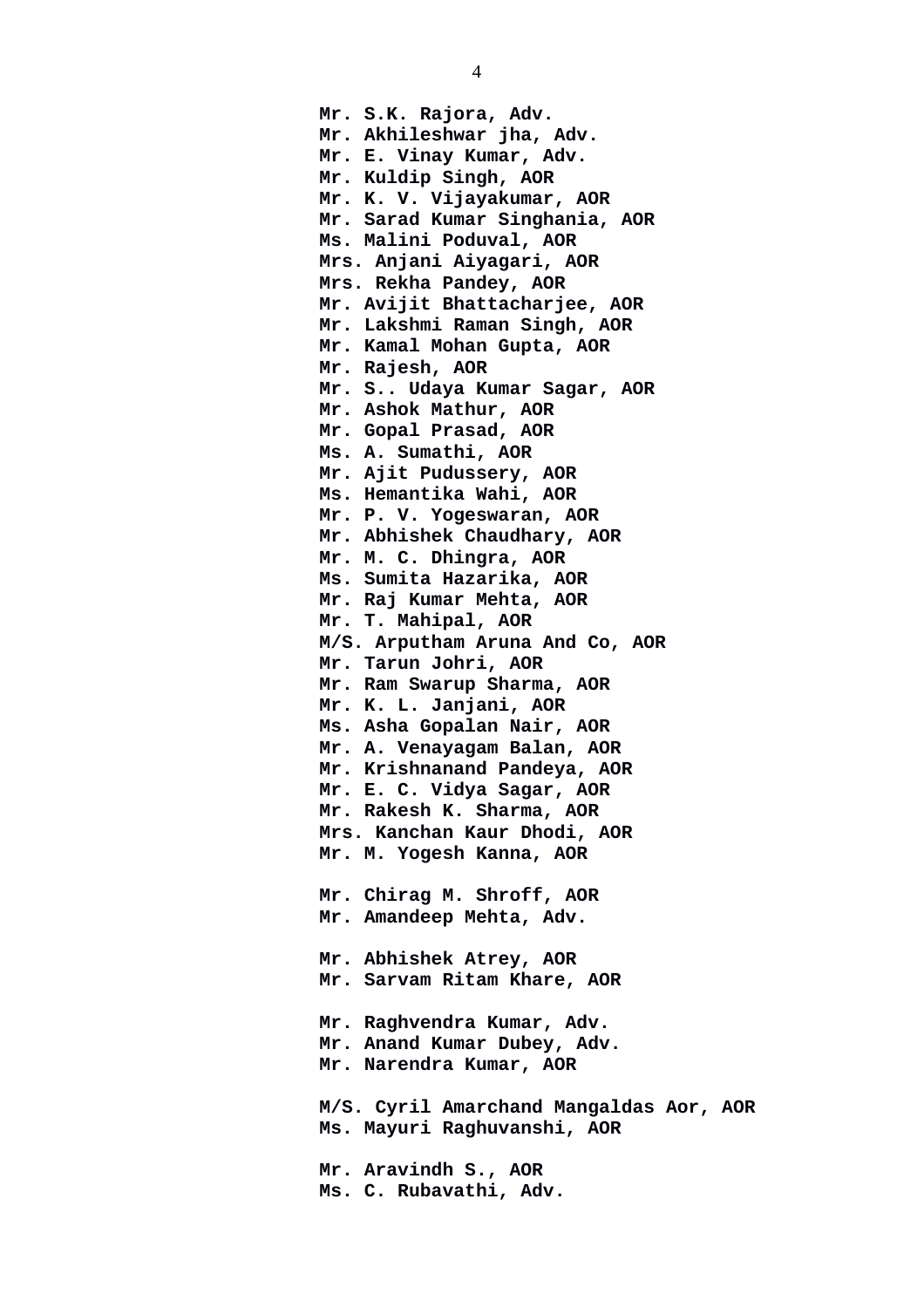**Mr. S.K. Rajora, Adv.**
**Mr. Akhileshwar jha, Adv.**
**Mr. E. Vinay Kumar, Adv.**
**Mr. Kuldip Singh, AOR**
**Mr. K. V. Vijayakumar, AOR**
**Mr. Sarad Kumar Singhania, AOR**
**Ms. Malini Poduval, AOR**
**Mrs. Anjani Aiyagari, AOR**
**Mrs. Rekha Pandey, AOR**
**Mr. Avijit Bhattacharjee, AOR**
**Mr. Lakshmi Raman Singh, AOR**
**Mr. Kamal Mohan Gupta, AOR**
**Mr. Rajesh, AOR**
**Mr. S.. Udaya Kumar Sagar, AOR**
**Mr. Ashok Mathur, AOR**
**Mr. Gopal Prasad, AOR**
**Ms. A. Sumathi, AOR**
**Mr. Ajit Pudussery, AOR**
**Ms. Hemantika Wahi, AOR**
**Mr. P. V. Yogeswaran, AOR**
**Mr. Abhishek Chaudhary, AOR**
**Mr. M. C. Dhingra, AOR**
**Ms. Sumita Hazarika, AOR**
**Mr. Raj Kumar Mehta, AOR**
**Mr. T. Mahipal, AOR**
**M/S. Arputham Aruna And Co, AOR**
**Mr. Tarun Johri, AOR**
**Mr. Ram Swarup Sharma, AOR**
**Mr. K. L. Janjani, AOR**
**Ms. Asha Gopalan Nair, AOR**
**Mr. A. Venayagam Balan, AOR**
**Mr. Krishnanand Pandeya, AOR**
**Mr. E. C. Vidya Sagar, AOR**
**Mr. Rakesh K. Sharma, AOR**
**Mrs. Kanchan Kaur Dhodi, AOR**
**Mr. M. Yogesh Kanna, AOR**

**Mr. Chirag M. Shroff, AOR**
**Mr. Amandeep Mehta, Adv.**

**Mr. Abhishek Atrey, AOR**
**Mr. Sarvam Ritam Khare, AOR**

**Mr. Raghvendra Kumar, Adv.**
**Mr. Anand Kumar Dubey, Adv.**
**Mr. Narendra Kumar, AOR**

**M/S. Cyril Amarchand Mangaldas Aor, AOR**
**Ms. Mayuri Raghuvanshi, AOR**

**Mr. Aravindh S., AOR**
**Ms. C. Rubavathi, Adv.**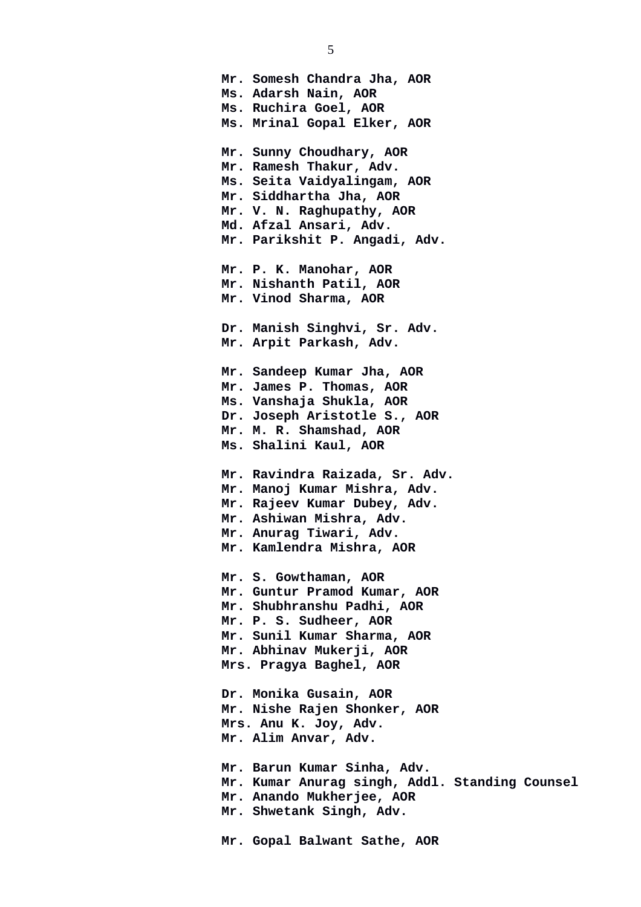**Mr. Somesh Chandra Jha, AOR**
**Ms. Adarsh Nain, AOR**
**Ms. Ruchira Goel, AOR**
**Ms. Mrinal Gopal Elker, AOR**

**Mr. Sunny Choudhary, AOR**
**Mr. Ramesh Thakur, Adv.**
**Ms. Seita Vaidyalingam, AOR**
**Mr. Siddhartha Jha, AOR**
**Mr. V. N. Raghupathy, AOR**
**Md. Afzal Ansari, Adv.**
**Mr. Parikshit P. Angadi, Adv.**

**Mr. P. K. Manohar, AOR**
**Mr. Nishanth Patil, AOR**
**Mr. Vinod Sharma, AOR**

**Dr. Manish Singhvi, Sr. Adv.**
**Mr. Arpit Parkash, Adv.**

**Mr. Sandeep Kumar Jha, AOR**
**Mr. James P. Thomas, AOR**
**Ms. Vanshaja Shukla, AOR**
**Dr. Joseph Aristotle S., AOR**
**Mr. M. R. Shamshad, AOR**
**Ms. Shalini Kaul, AOR**

**Mr. Ravindra Raizada, Sr. Adv.**
**Mr. Manoj Kumar Mishra, Adv.**
**Mr. Rajeev Kumar Dubey, Adv.**
**Mr. Ashiwan Mishra, Adv.**
**Mr. Anurag Tiwari, Adv.**
**Mr. Kamlendra Mishra, AOR**

**Mr. S. Gowthaman, AOR**
**Mr. Guntur Pramod Kumar, AOR**
**Mr. Shubhranshu Padhi, AOR**
**Mr. P. S. Sudheer, AOR**
**Mr. Sunil Kumar Sharma, AOR**
**Mr. Abhinav Mukerji, AOR**
**Mrs. Pragya Baghel, AOR**

**Dr. Monika Gusain, AOR**
**Mr. Nishe Rajen Shonker, AOR**
**Mrs. Anu K. Joy, Adv.**
**Mr. Alim Anvar, Adv.**

**Mr. Barun Kumar Sinha, Adv.**
**Mr. Kumar Anurag singh, Addl. Standing Counsel**
**Mr. Anando Mukherjee, AOR**
**Mr. Shwetank Singh, Adv.**

**Mr. Gopal Balwant Sathe, AOR**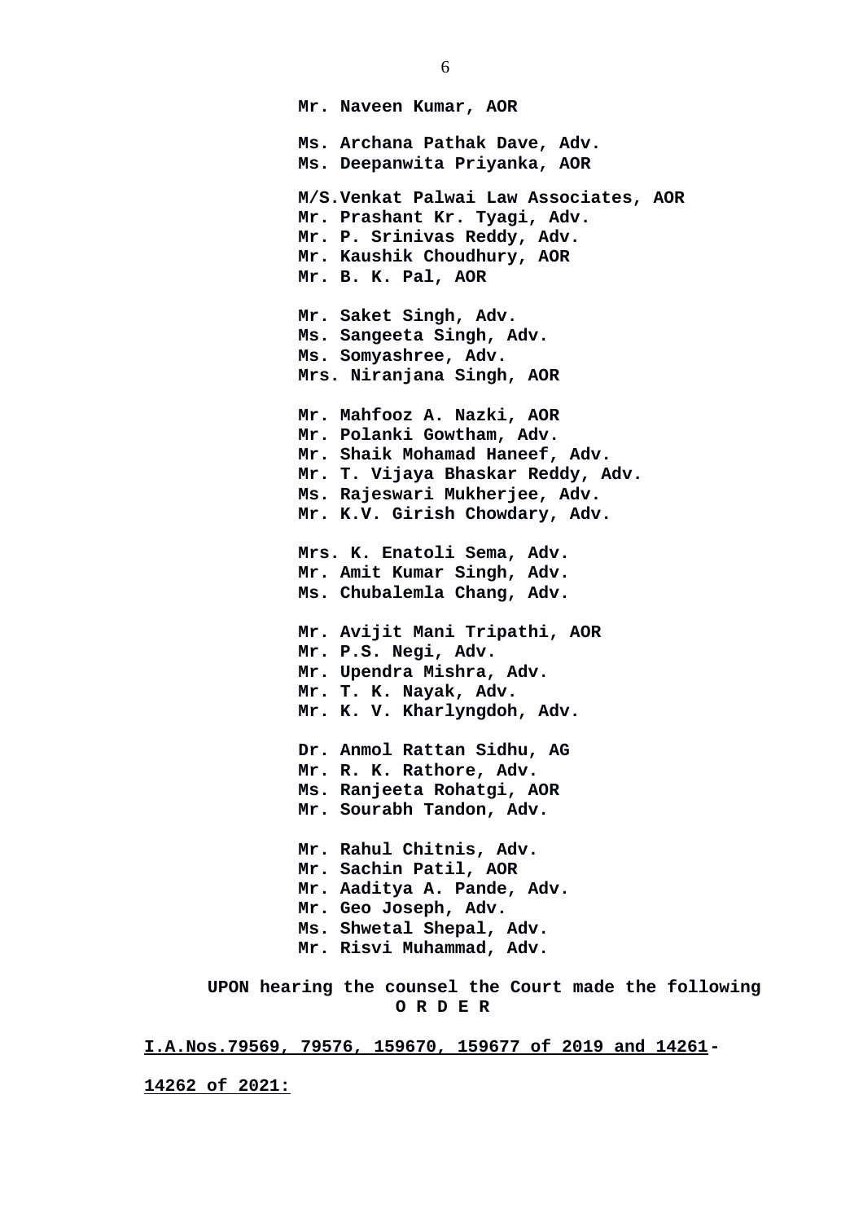**Mr. Naveen Kumar, AOR**

**Ms. Archana Pathak Dave, Adv.**
**Ms. Deepanwita Priyanka, AOR**

**M/S.Venkat Palwai Law Associates, AOR**
**Mr. Prashant Kr. Tyagi, Adv.**
**Mr. P. Srinivas Reddy, Adv.**
**Mr. Kaushik Choudhury, AOR**
**Mr. B. K. Pal, AOR**

**Mr. Saket Singh, Adv.**
**Ms. Sangeeta Singh, Adv.**
**Ms. Somyashree, Adv.**
**Mrs. Niranjana Singh, AOR**

**Mr. Mahfooz A. Nazki, AOR**
**Mr. Polanki Gowtham, Adv.**
**Mr. Shaik Mohamad Haneef, Adv.**
**Mr. T. Vijaya Bhaskar Reddy, Adv.**
**Ms. Rajeswari Mukherjee, Adv.**
**Mr. K.V. Girish Chowdary, Adv.**

**Mrs. K. Enatoli Sema, Adv.**
**Mr. Amit Kumar Singh, Adv.**
**Ms. Chubalemla Chang, Adv.**

**Mr. Avijit Mani Tripathi, AOR**
**Mr. P.S. Negi, Adv.**
**Mr. Upendra Mishra, Adv.**
**Mr. T. K. Nayak, Adv.**
**Mr. K. V. Kharlyngdoh, Adv.**

**Dr. Anmol Rattan Sidhu, AG**
**Mr. R. K. Rathore, Adv.**
**Ms. Ranjeeta Rohatgi, AOR**
**Mr. Sourabh Tandon, Adv.**

**Mr. Rahul Chitnis, Adv.**
**Mr. Sachin Patil, AOR**
**Mr. Aaditya A. Pande, Adv.**
**Mr. Geo Joseph, Adv.**
**Ms. Shwetal Shepal, Adv.**
**Mr. Risvi Muhammad, Adv.**

**UPON hearing the counsel the Court made the following**
**O R D E R**

**I.A.Nos.79569, 79576, 159670, 159677 of 2019 and 14261-14262 of 2021:**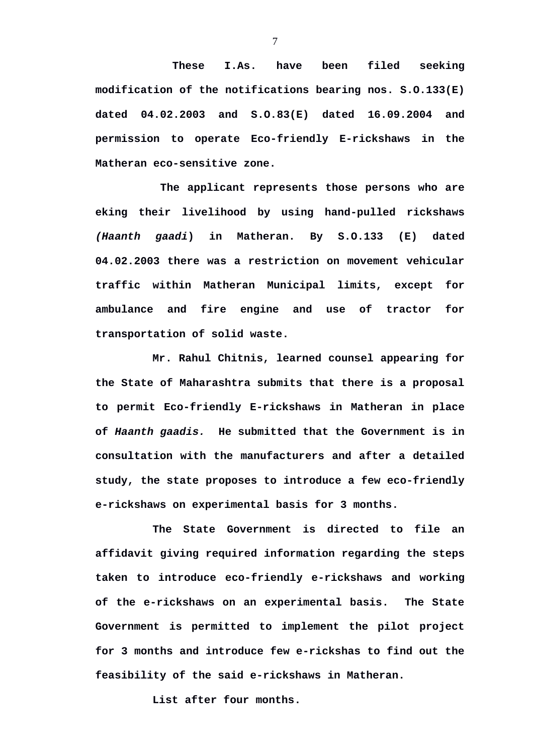**These I.As. have been filed seeking modification of the notifications bearing nos. S.O.133(E) dated 04.02.2003 and S.O.83(E) dated 16.09.2004 and permission to operate Eco-friendly E-rickshaws in the Matheran eco-sensitive zone.**

**The applicant represents those persons who are eking their livelihood by using hand-pulled rickshaws *(Haanth gaadi*) in Matheran. By S.O.133 (E) dated 04.02.2003 there was a restriction on movement vehicular traffic within Matheran Municipal limits, except for ambulance and fire engine and use of tractor for transportation of solid waste.**

**Mr. Rahul Chitnis, learned counsel appearing for the State of Maharashtra submits that there is a proposal to permit Eco-friendly E-rickshaws in Matheran in place of *Haanth gaadis.* He submitted that the Government is in consultation with the manufacturers and after a detailed study, the state proposes to introduce a few eco-friendly e-rickshaws on experimental basis for 3 months.**

**The State Government is directed to file an affidavit giving required information regarding the steps taken to introduce eco-friendly e-rickshaws and working of the e-rickshaws on an experimental basis. The State Government is permitted to implement the pilot project for 3 months and introduce few e-rickshas to find out the feasibility of the said e-rickshaws in Matheran.**

**List after four months.**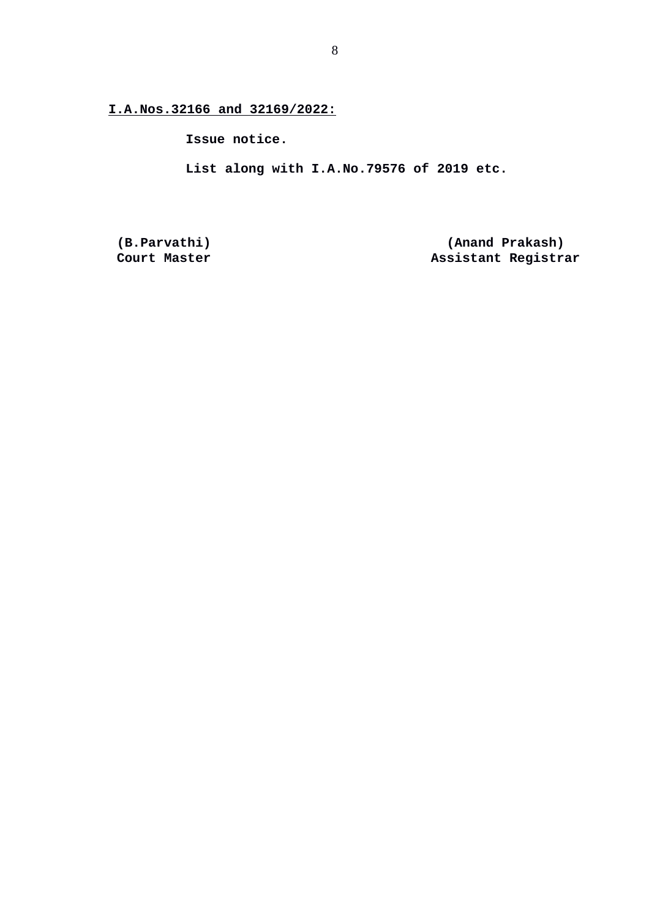**I.A.Nos.32166 and 32169/2022:**

**Issue notice.**

**List along with I.A.No.79576 of 2019 etc.**

| | |
|---|---|
| **(B.Parvathi)** | **(Anand Prakash)** |
| **Court Master** | **Assistant Registrar** |